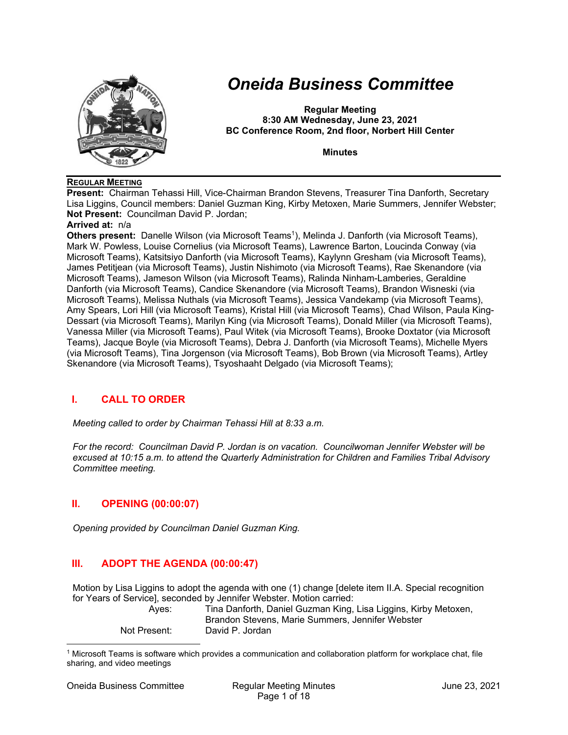# Oneida Business Committee

**Regular Meeting**
**8:30 AM Wednesday, June 23, 2021**
**BC Conference Room, 2nd floor, Norbert Hill Center**

**Minutes**

**REGULAR MEETING**

**Present:** Chairman Tehassi Hill, Vice-Chairman Brandon Stevens, Treasurer Tina Danforth, Secretary Lisa Liggins, Council members: Daniel Guzman King, Kirby Metoxen, Marie Summers, Jennifer Webster;
**Not Present:** Councilman David P. Jordan;
**Arrived at:** n/a
**Others present:** Danelle Wilson (via Microsoft Teams[1]), Melinda J. Danforth (via Microsoft Teams), Mark W. Powless, Louise Cornelius (via Microsoft Teams), Lawrence Barton, Loucinda Conway (via Microsoft Teams), Katsitsiyo Danforth (via Microsoft Teams), Kaylynn Gresham (via Microsoft Teams), James Petitjean (via Microsoft Teams), Justin Nishimoto (via Microsoft Teams), Rae Skenandore (via Microsoft Teams), Jameson Wilson (via Microsoft Teams), Ralinda Ninham-Lamberies, Geraldine Danforth (via Microsoft Teams), Candice Skenandore (via Microsoft Teams), Brandon Wisneski (via Microsoft Teams), Melissa Nuthals (via Microsoft Teams), Jessica Vandekamp (via Microsoft Teams), Amy Spears, Lori Hill (via Microsoft Teams), Kristal Hill (via Microsoft Teams), Chad Wilson, Paula King-Dessart (via Microsoft Teams), Marilyn King (via Microsoft Teams), Donald Miller (via Microsoft Teams), Vanessa Miller (via Microsoft Teams), Paul Witek (via Microsoft Teams), Brooke Doxtator (via Microsoft Teams), Jacque Boyle (via Microsoft Teams), Debra J. Danforth (via Microsoft Teams), Michelle Myers (via Microsoft Teams), Tina Jorgenson (via Microsoft Teams), Bob Brown (via Microsoft Teams), Artley Skenandore (via Microsoft Teams), Tsyoshaaht Delgado (via Microsoft Teams);

## I. CALL TO ORDER

*Meeting called to order by Chairman Tehassi Hill at 8:33 a.m.*

*For the record: Councilman David P. Jordan is on vacation. Councilwoman Jennifer Webster will be excused at 10:15 a.m. to attend the Quarterly Administration for Children and Families Tribal Advisory Committee meeting.*

## II. OPENING (00:00:07)

*Opening provided by Councilman Daniel Guzman King.*

## III. ADOPT THE AGENDA (00:00:47)

Motion by Lisa Liggins to adopt the agenda with one (1) change [delete item II.A. Special recognition for Years of Service], seconded by Jennifer Webster. Motion carried:

| | |
|---|---|
| Ayes: | Tina Danforth, Daniel Guzman King, Lisa Liggins, Kirby Metoxen, Brandon Stevens, Marie Summers, Jennifer Webster |
| Not Present: | David P. Jordan |

[1] Microsoft Teams is software which provides a communication and collaboration platform for workplace chat, file sharing, and video meetings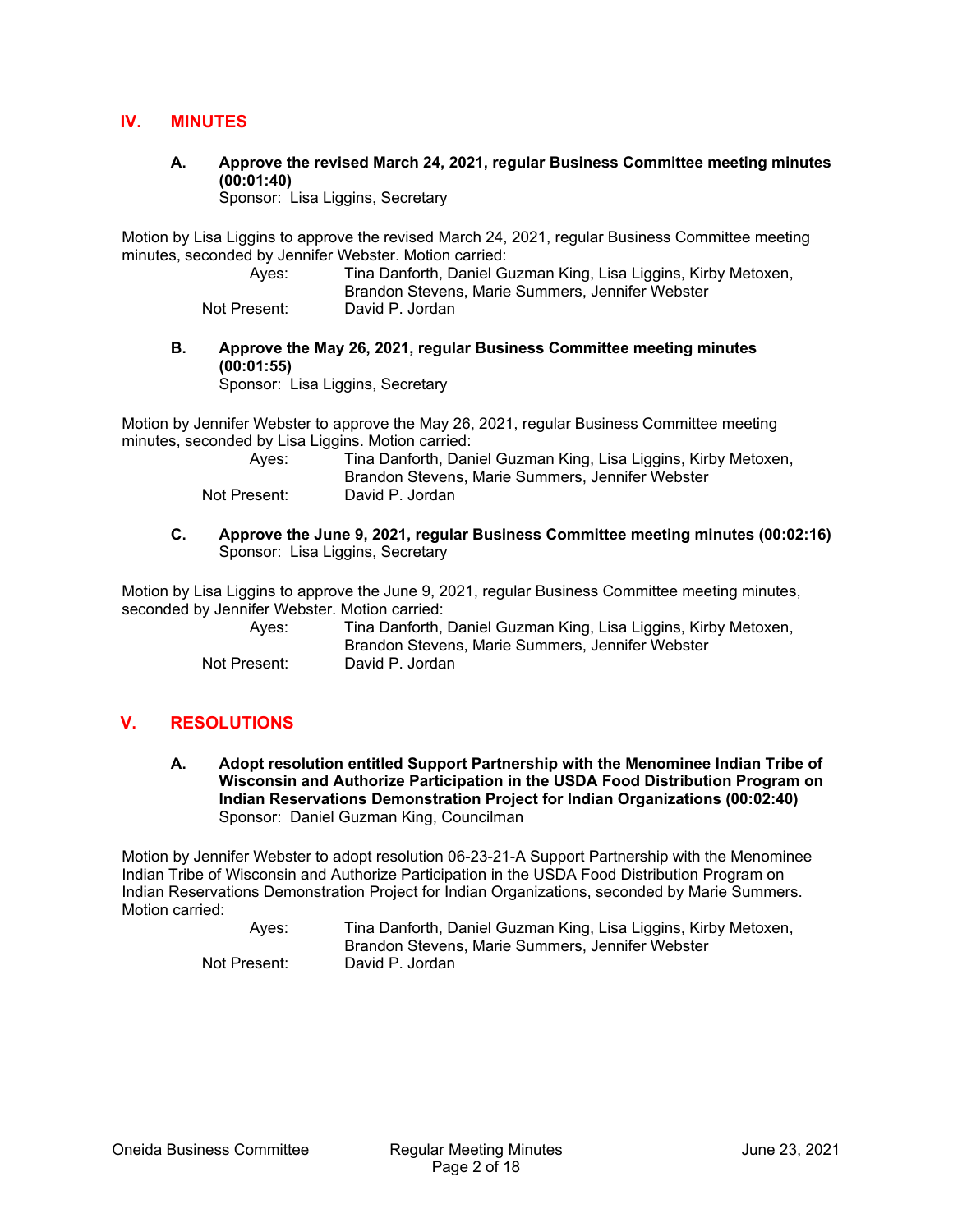## IV. MINUTES

**A. Approve the revised March 24, 2021, regular Business Committee meeting minutes (00:01:40)**
Sponsor: Lisa Liggins, Secretary

Motion by Lisa Liggins to approve the revised March 24, 2021, regular Business Committee meeting minutes, seconded by Jennifer Webster. Motion carried:

Ayes: Tina Danforth, Daniel Guzman King, Lisa Liggins, Kirby Metoxen, Brandon Stevens, Marie Summers, Jennifer Webster
Not Present: David P. Jordan

**B. Approve the May 26, 2021, regular Business Committee meeting minutes (00:01:55)**
Sponsor: Lisa Liggins, Secretary

Motion by Jennifer Webster to approve the May 26, 2021, regular Business Committee meeting minutes, seconded by Lisa Liggins. Motion carried:

Ayes: Tina Danforth, Daniel Guzman King, Lisa Liggins, Kirby Metoxen, Brandon Stevens, Marie Summers, Jennifer Webster
Not Present: David P. Jordan

**C. Approve the June 9, 2021, regular Business Committee meeting minutes (00:02:16)**
Sponsor: Lisa Liggins, Secretary

Motion by Lisa Liggins to approve the June 9, 2021, regular Business Committee meeting minutes, seconded by Jennifer Webster. Motion carried:

Ayes: Tina Danforth, Daniel Guzman King, Lisa Liggins, Kirby Metoxen, Brandon Stevens, Marie Summers, Jennifer Webster
Not Present: David P. Jordan

## V. RESOLUTIONS

**A. Adopt resolution entitled Support Partnership with the Menominee Indian Tribe of Wisconsin and Authorize Participation in the USDA Food Distribution Program on Indian Reservations Demonstration Project for Indian Organizations (00:02:40)**
Sponsor: Daniel Guzman King, Councilman

Motion by Jennifer Webster to adopt resolution 06-23-21-A Support Partnership with the Menominee Indian Tribe of Wisconsin and Authorize Participation in the USDA Food Distribution Program on Indian Reservations Demonstration Project for Indian Organizations, seconded by Marie Summers. Motion carried:

Ayes: Tina Danforth, Daniel Guzman King, Lisa Liggins, Kirby Metoxen, Brandon Stevens, Marie Summers, Jennifer Webster
Not Present: David P. Jordan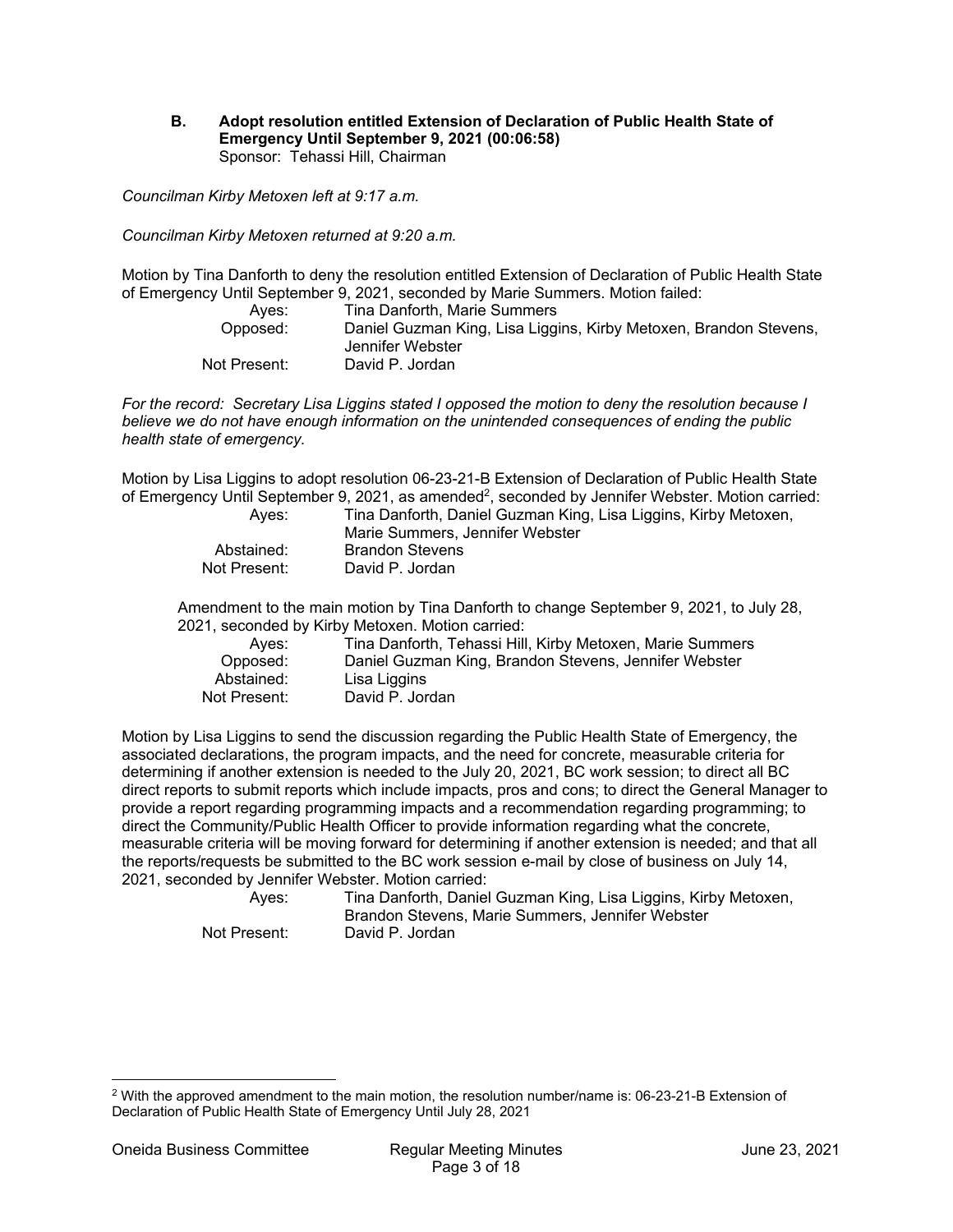**B. Adopt resolution entitled Extension of Declaration of Public Health State of Emergency Until September 9, 2021 (00:06:58)**
Sponsor: Tehassi Hill, Chairman

*Councilman Kirby Metoxen left at 9:17 a.m.*

*Councilman Kirby Metoxen returned at 9:20 a.m.*

Motion by Tina Danforth to deny the resolution entitled Extension of Declaration of Public Health State of Emergency Until September 9, 2021, seconded by Marie Summers. Motion failed:

| | |
|---|---|
| Ayes: | Tina Danforth, Marie Summers |
| Opposed: | Daniel Guzman King, Lisa Liggins, Kirby Metoxen, Brandon Stevens, Jennifer Webster |
| Not Present: | David P. Jordan |

*For the record: Secretary Lisa Liggins stated I opposed the motion to deny the resolution because I believe we do not have enough information on the unintended consequences of ending the public health state of emergency.*

Motion by Lisa Liggins to adopt resolution 06-23-21-B Extension of Declaration of Public Health State of Emergency Until September 9, 2021, as amended[2], seconded by Jennifer Webster. Motion carried:

| | |
|---|---|
| Ayes: | Tina Danforth, Daniel Guzman King, Lisa Liggins, Kirby Metoxen, Marie Summers, Jennifer Webster |
| Abstained: | Brandon Stevens |
| Not Present: | David P. Jordan |

Amendment to the main motion by Tina Danforth to change September 9, 2021, to July 28, 2021, seconded by Kirby Metoxen. Motion carried:

| | |
|---|---|
| Ayes: | Tina Danforth, Tehassi Hill, Kirby Metoxen, Marie Summers |
| Opposed: | Daniel Guzman King, Brandon Stevens, Jennifer Webster |
| Abstained: | Lisa Liggins |
| Not Present: | David P. Jordan |

Motion by Lisa Liggins to send the discussion regarding the Public Health State of Emergency, the associated declarations, the program impacts, and the need for concrete, measurable criteria for determining if another extension is needed to the July 20, 2021, BC work session; to direct all BC direct reports to submit reports which include impacts, pros and cons; to direct the General Manager to provide a report regarding programming impacts and a recommendation regarding programming; to direct the Community/Public Health Officer to provide information regarding what the concrete, measurable criteria will be moving forward for determining if another extension is needed; and that all the reports/requests be submitted to the BC work session e-mail by close of business on July 14, 2021, seconded by Jennifer Webster. Motion carried:

| | |
|---|---|
| Ayes: | Tina Danforth, Daniel Guzman King, Lisa Liggins, Kirby Metoxen, Brandon Stevens, Marie Summers, Jennifer Webster |
| Not Present: | David P. Jordan |

---

[2] With the approved amendment to the main motion, the resolution number/name is: 06-23-21-B Extension of Declaration of Public Health State of Emergency Until July 28, 2021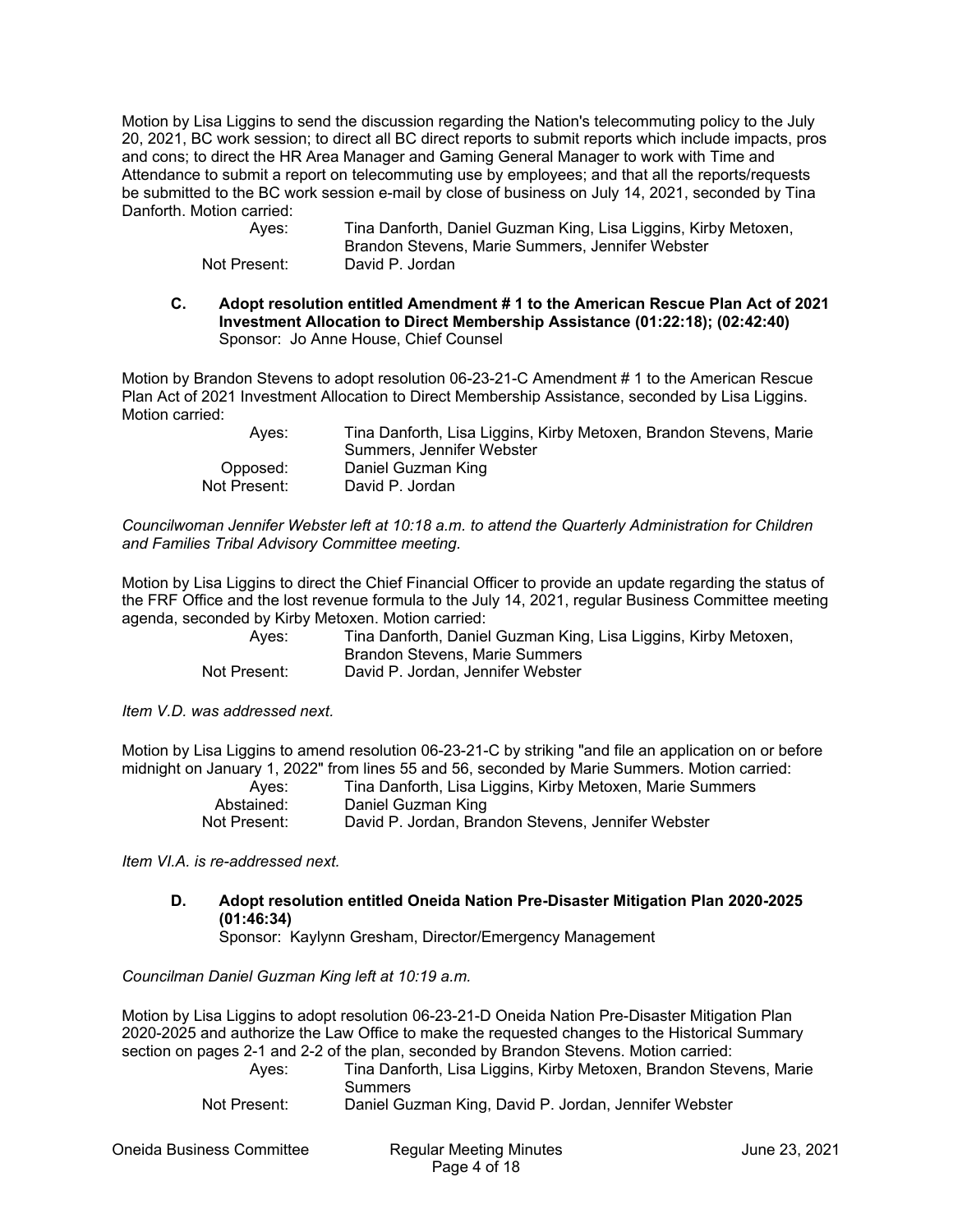Motion by Lisa Liggins to send the discussion regarding the Nation's telecommuting policy to the July 20, 2021, BC work session; to direct all BC direct reports to submit reports which include impacts, pros and cons; to direct the HR Area Manager and Gaming General Manager to work with Time and Attendance to submit a report on telecommuting use by employees; and that all the reports/requests be submitted to the BC work session e-mail by close of business on July 14, 2021, seconded by Tina Danforth. Motion carried:

| | |
|---|---|
| Ayes: | Tina Danforth, Daniel Guzman King, Lisa Liggins, Kirby Metoxen, Brandon Stevens, Marie Summers, Jennifer Webster |
| Not Present: | David P. Jordan |

**C. Adopt resolution entitled Amendment # 1 to the American Rescue Plan Act of 2021 Investment Allocation to Direct Membership Assistance (01:22:18); (02:42:40)**
Sponsor: Jo Anne House, Chief Counsel

Motion by Brandon Stevens to adopt resolution 06-23-21-C Amendment # 1 to the American Rescue Plan Act of 2021 Investment Allocation to Direct Membership Assistance, seconded by Lisa Liggins. Motion carried:

| | |
|---|---|
| Ayes: | Tina Danforth, Lisa Liggins, Kirby Metoxen, Brandon Stevens, Marie Summers, Jennifer Webster |
| Opposed: | Daniel Guzman King |
| Not Present: | David P. Jordan |

*Councilwoman Jennifer Webster left at 10:18 a.m. to attend the Quarterly Administration for Children and Families Tribal Advisory Committee meeting.*

Motion by Lisa Liggins to direct the Chief Financial Officer to provide an update regarding the status of the FRF Office and the lost revenue formula to the July 14, 2021, regular Business Committee meeting agenda, seconded by Kirby Metoxen. Motion carried:

| | |
|---|---|
| Ayes: | Tina Danforth, Daniel Guzman King, Lisa Liggins, Kirby Metoxen, Brandon Stevens, Marie Summers |
| Not Present: | David P. Jordan, Jennifer Webster |

*Item V.D. was addressed next.*

Motion by Lisa Liggins to amend resolution 06-23-21-C by striking "and file an application on or before midnight on January 1, 2022" from lines 55 and 56, seconded by Marie Summers. Motion carried:

| | |
|---|---|
| Ayes: | Tina Danforth, Lisa Liggins, Kirby Metoxen, Marie Summers |
| Abstained: | Daniel Guzman King |
| Not Present: | David P. Jordan, Brandon Stevens, Jennifer Webster |

*Item VI.A. is re-addressed next.*

**D. Adopt resolution entitled Oneida Nation Pre-Disaster Mitigation Plan 2020-2025 (01:46:34)**
Sponsor: Kaylynn Gresham, Director/Emergency Management

*Councilman Daniel Guzman King left at 10:19 a.m.*

Motion by Lisa Liggins to adopt resolution 06-23-21-D Oneida Nation Pre-Disaster Mitigation Plan 2020-2025 and authorize the Law Office to make the requested changes to the Historical Summary section on pages 2-1 and 2-2 of the plan, seconded by Brandon Stevens. Motion carried:

| | |
|---|---|
| Ayes: | Tina Danforth, Lisa Liggins, Kirby Metoxen, Brandon Stevens, Marie Summers |
| Not Present: | Daniel Guzman King, David P. Jordan, Jennifer Webster |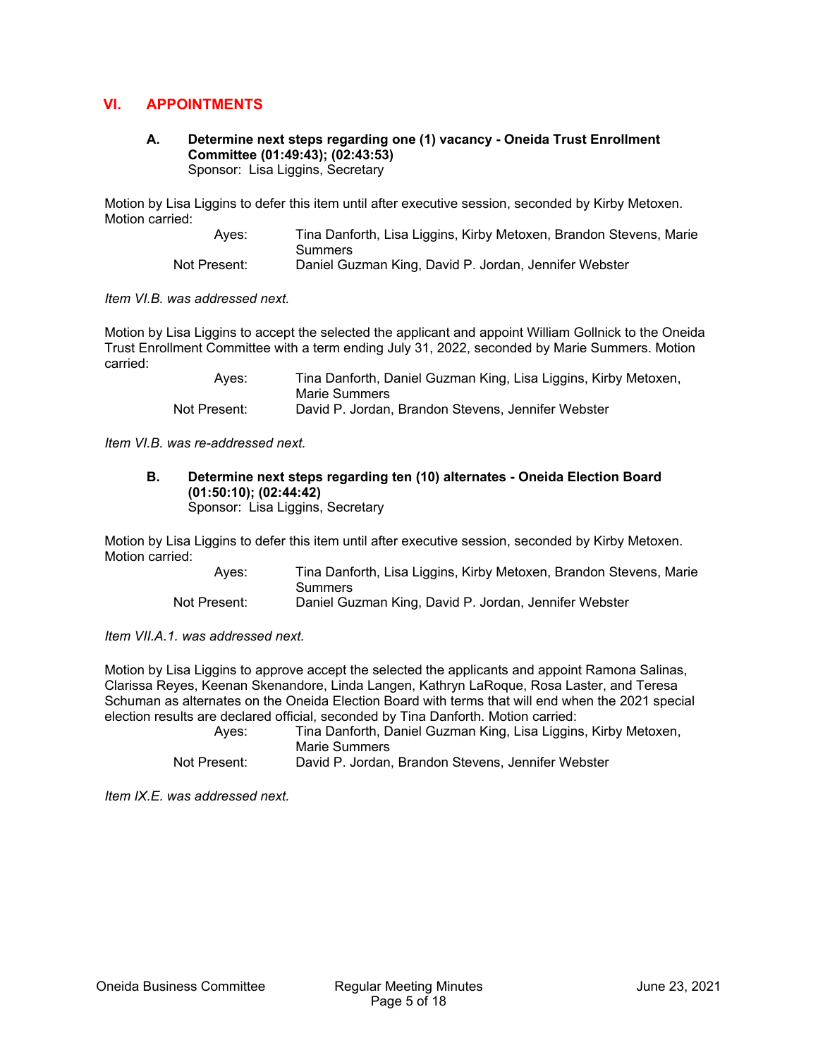## VI. APPOINTMENTS

### A. Determine next steps regarding one (1) vacancy - Oneida Trust Enrollment Committee (01:49:43); (02:43:53)
Sponsor: Lisa Liggins, Secretary

Motion by Lisa Liggins to defer this item until after executive session, seconded by Kirby Metoxen. Motion carried:

| | |
|---|---|
| Ayes: | Tina Danforth, Lisa Liggins, Kirby Metoxen, Brandon Stevens, Marie Summers |
| Not Present: | Daniel Guzman King, David P. Jordan, Jennifer Webster |

*Item VI.B. was addressed next.*

Motion by Lisa Liggins to accept the selected the applicant and appoint William Gollnick to the Oneida Trust Enrollment Committee with a term ending July 31, 2022, seconded by Marie Summers. Motion carried:

| | |
|---|---|
| Ayes: | Tina Danforth, Daniel Guzman King, Lisa Liggins, Kirby Metoxen, Marie Summers |
| Not Present: | David P. Jordan, Brandon Stevens, Jennifer Webster |

*Item VI.B. was re-addressed next.*

### B. Determine next steps regarding ten (10) alternates - Oneida Election Board (01:50:10); (02:44:42)
Sponsor: Lisa Liggins, Secretary

Motion by Lisa Liggins to defer this item until after executive session, seconded by Kirby Metoxen. Motion carried:

| | |
|---|---|
| Ayes: | Tina Danforth, Lisa Liggins, Kirby Metoxen, Brandon Stevens, Marie Summers |
| Not Present: | Daniel Guzman King, David P. Jordan, Jennifer Webster |

*Item VII.A.1. was addressed next.*

Motion by Lisa Liggins to approve accept the selected the applicants and appoint Ramona Salinas, Clarissa Reyes, Keenan Skenandore, Linda Langen, Kathryn LaRoque, Rosa Laster, and Teresa Schuman as alternates on the Oneida Election Board with terms that will end when the 2021 special election results are declared official, seconded by Tina Danforth. Motion carried:

| | |
|---|---|
| Ayes: | Tina Danforth, Daniel Guzman King, Lisa Liggins, Kirby Metoxen, Marie Summers |
| Not Present: | David P. Jordan, Brandon Stevens, Jennifer Webster |

*Item IX.E. was addressed next.*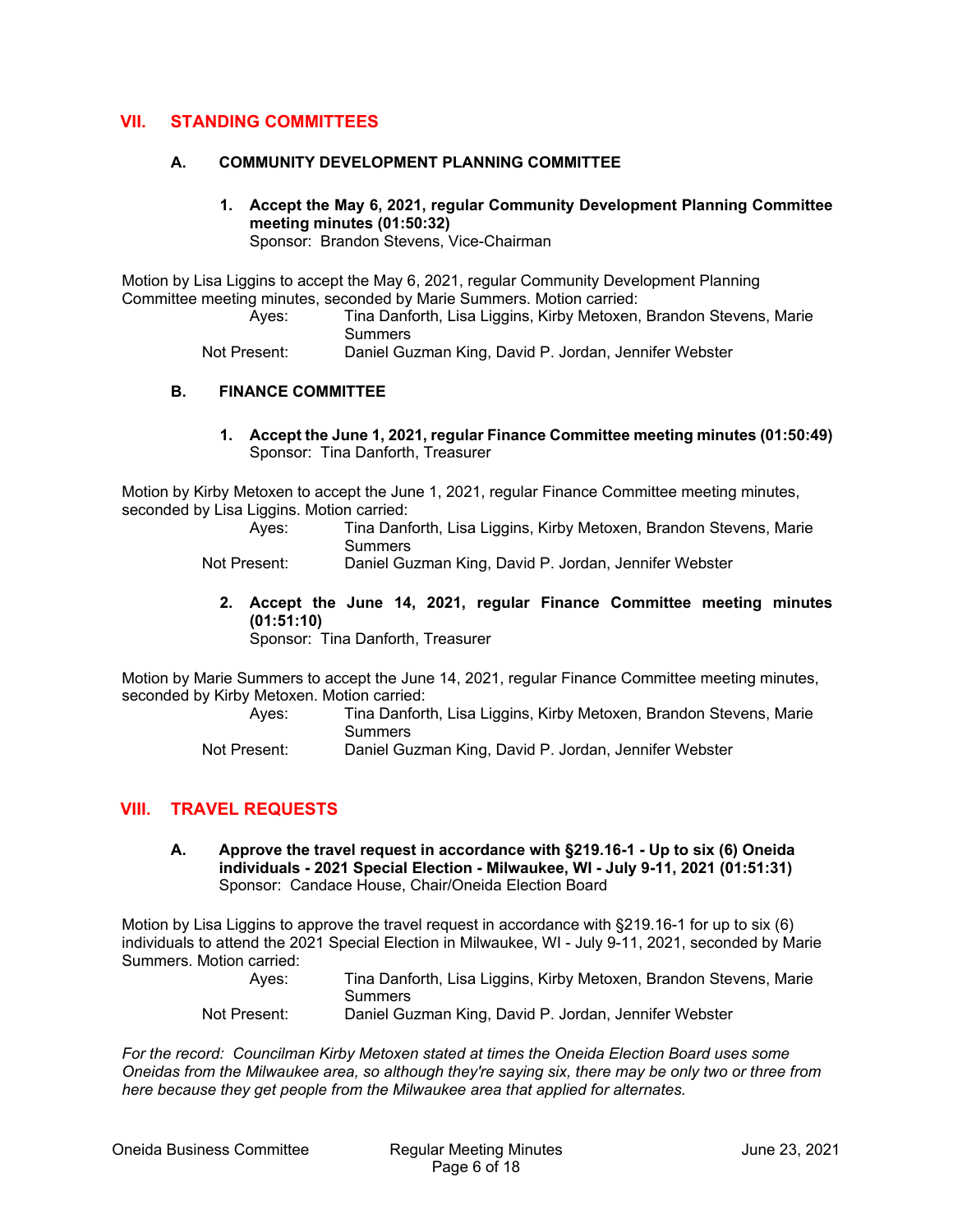## VII. STANDING COMMITTEES

### A. COMMUNITY DEVELOPMENT PLANNING COMMITTEE

**1. Accept the May 6, 2021, regular Community Development Planning Committee meeting minutes (01:50:32)**
Sponsor: Brandon Stevens, Vice-Chairman

Motion by Lisa Liggins to accept the May 6, 2021, regular Community Development Planning Committee meeting minutes, seconded by Marie Summers. Motion carried:

Ayes: Tina Danforth, Lisa Liggins, Kirby Metoxen, Brandon Stevens, Marie Summers
Not Present: Daniel Guzman King, David P. Jordan, Jennifer Webster

### B. FINANCE COMMITTEE

**1. Accept the June 1, 2021, regular Finance Committee meeting minutes (01:50:49)**
Sponsor: Tina Danforth, Treasurer

Motion by Kirby Metoxen to accept the June 1, 2021, regular Finance Committee meeting minutes, seconded by Lisa Liggins. Motion carried:

Ayes: Tina Danforth, Lisa Liggins, Kirby Metoxen, Brandon Stevens, Marie Summers
Not Present: Daniel Guzman King, David P. Jordan, Jennifer Webster

**2. Accept the June 14, 2021, regular Finance Committee meeting minutes (01:51:10)**
Sponsor: Tina Danforth, Treasurer

Motion by Marie Summers to accept the June 14, 2021, regular Finance Committee meeting minutes, seconded by Kirby Metoxen. Motion carried:

Ayes: Tina Danforth, Lisa Liggins, Kirby Metoxen, Brandon Stevens, Marie Summers
Not Present: Daniel Guzman King, David P. Jordan, Jennifer Webster

## VIII. TRAVEL REQUESTS

**A. Approve the travel request in accordance with §219.16-1 - Up to six (6) Oneida individuals - 2021 Special Election - Milwaukee, WI - July 9-11, 2021 (01:51:31)**
Sponsor: Candace House, Chair/Oneida Election Board

Motion by Lisa Liggins to approve the travel request in accordance with §219.16-1 for up to six (6) individuals to attend the 2021 Special Election in Milwaukee, WI - July 9-11, 2021, seconded by Marie Summers. Motion carried:

Ayes: Tina Danforth, Lisa Liggins, Kirby Metoxen, Brandon Stevens, Marie Summers
Not Present: Daniel Guzman King, David P. Jordan, Jennifer Webster

*For the record: Councilman Kirby Metoxen stated at times the Oneida Election Board uses some Oneidas from the Milwaukee area, so although they're saying six, there may be only two or three from here because they get people from the Milwaukee area that applied for alternates.*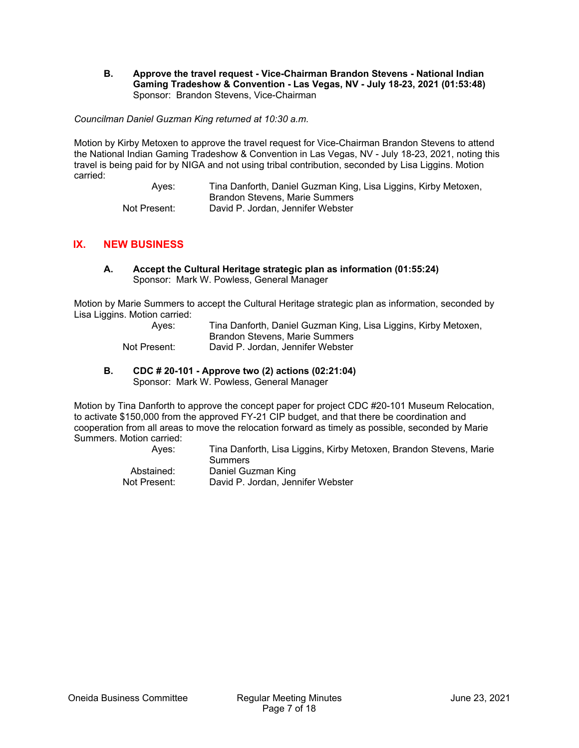**B. Approve the travel request - Vice-Chairman Brandon Stevens - National Indian Gaming Tradeshow & Convention - Las Vegas, NV - July 18-23, 2021 (01:53:48)**
Sponsor: Brandon Stevens, Vice-Chairman

*Councilman Daniel Guzman King returned at 10:30 a.m.*

Motion by Kirby Metoxen to approve the travel request for Vice-Chairman Brandon Stevens to attend the National Indian Gaming Tradeshow & Convention in Las Vegas, NV - July 18-23, 2021, noting this travel is being paid for by NIGA and not using tribal contribution, seconded by Lisa Liggins. Motion carried:

| | |
|---|---|
| Ayes: | Tina Danforth, Daniel Guzman King, Lisa Liggins, Kirby Metoxen, Brandon Stevens, Marie Summers |
| Not Present: | David P. Jordan, Jennifer Webster |

## IX. NEW BUSINESS

**A. Accept the Cultural Heritage strategic plan as information (01:55:24)**
Sponsor: Mark W. Powless, General Manager

Motion by Marie Summers to accept the Cultural Heritage strategic plan as information, seconded by Lisa Liggins. Motion carried:

| | |
|---|---|
| Ayes: | Tina Danforth, Daniel Guzman King, Lisa Liggins, Kirby Metoxen, Brandon Stevens, Marie Summers |
| Not Present: | David P. Jordan, Jennifer Webster |

**B. CDC # 20-101 - Approve two (2) actions (02:21:04)**
Sponsor: Mark W. Powless, General Manager

Motion by Tina Danforth to approve the concept paper for project CDC #20-101 Museum Relocation, to activate $150,000 from the approved FY-21 CIP budget, and that there be coordination and cooperation from all areas to move the relocation forward as timely as possible, seconded by Marie Summers. Motion carried:

| | |
|---|---|
| Ayes: | Tina Danforth, Lisa Liggins, Kirby Metoxen, Brandon Stevens, Marie Summers |
| Abstained: | Daniel Guzman King |
| Not Present: | David P. Jordan, Jennifer Webster |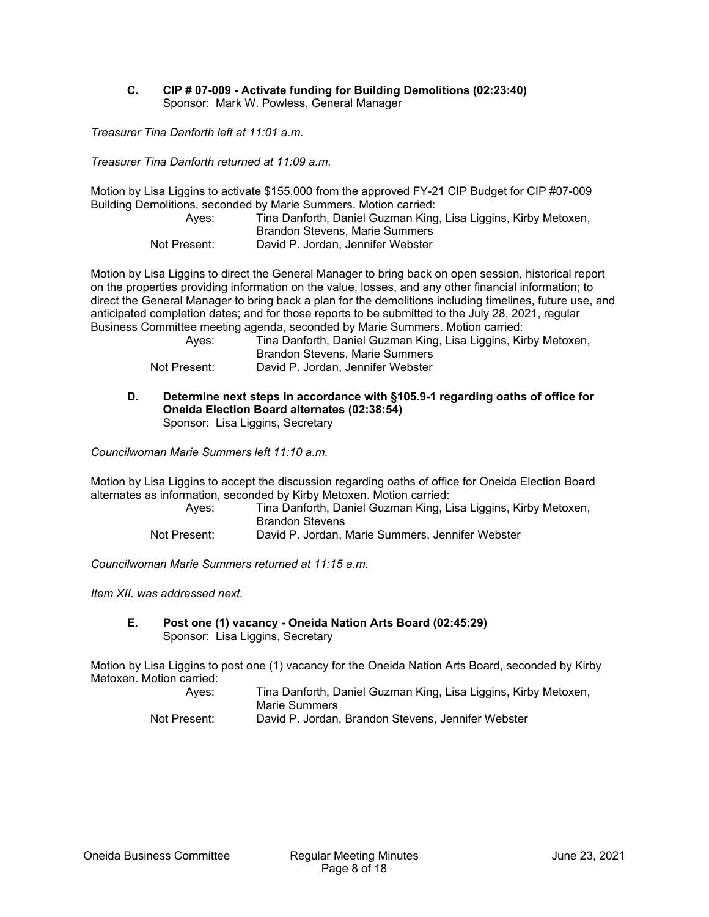**C. CIP # 07-009 - Activate funding for Building Demolitions (02:23:40)**
Sponsor: Mark W. Powless, General Manager

*Treasurer Tina Danforth left at 11:01 a.m.*

*Treasurer Tina Danforth returned at 11:09 a.m.*

Motion by Lisa Liggins to activate $155,000 from the approved FY-21 CIP Budget for CIP #07-009 Building Demolitions, seconded by Marie Summers. Motion carried:

Ayes: Tina Danforth, Daniel Guzman King, Lisa Liggins, Kirby Metoxen, Brandon Stevens, Marie Summers
Not Present: David P. Jordan, Jennifer Webster

Motion by Lisa Liggins to direct the General Manager to bring back on open session, historical report on the properties providing information on the value, losses, and any other financial information; to direct the General Manager to bring back a plan for the demolitions including timelines, future use, and anticipated completion dates; and for those reports to be submitted to the July 28, 2021, regular Business Committee meeting agenda, seconded by Marie Summers. Motion carried:

Ayes: Tina Danforth, Daniel Guzman King, Lisa Liggins, Kirby Metoxen, Brandon Stevens, Marie Summers
Not Present: David P. Jordan, Jennifer Webster

**D. Determine next steps in accordance with §105.9-1 regarding oaths of office for Oneida Election Board alternates (02:38:54)**
Sponsor: Lisa Liggins, Secretary

*Councilwoman Marie Summers left 11:10 a.m.*

Motion by Lisa Liggins to accept the discussion regarding oaths of office for Oneida Election Board alternates as information, seconded by Kirby Metoxen. Motion carried:

Ayes: Tina Danforth, Daniel Guzman King, Lisa Liggins, Kirby Metoxen, Brandon Stevens
Not Present: David P. Jordan, Marie Summers, Jennifer Webster

*Councilwoman Marie Summers returned at 11:15 a.m.*

*Item XII. was addressed next.*

**E. Post one (1) vacancy - Oneida Nation Arts Board (02:45:29)**
Sponsor: Lisa Liggins, Secretary

Motion by Lisa Liggins to post one (1) vacancy for the Oneida Nation Arts Board, seconded by Kirby Metoxen. Motion carried:

Ayes: Tina Danforth, Daniel Guzman King, Lisa Liggins, Kirby Metoxen, Marie Summers
Not Present: David P. Jordan, Brandon Stevens, Jennifer Webster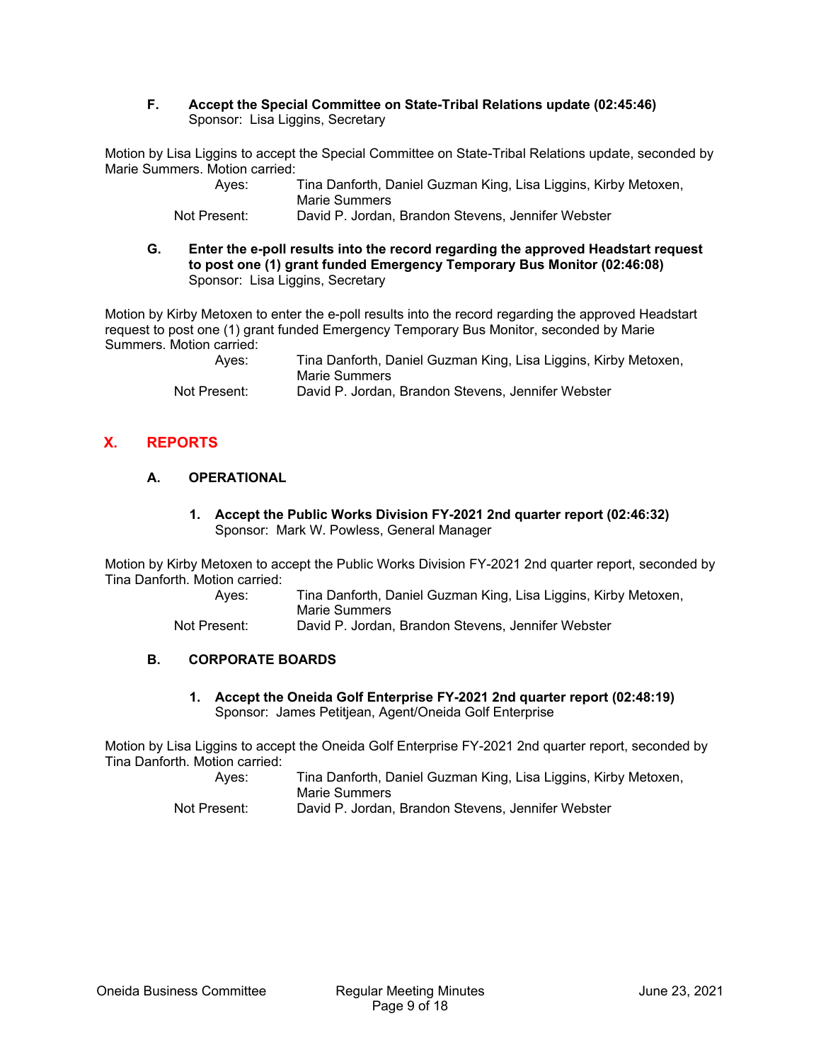**F. Accept the Special Committee on State-Tribal Relations update (02:45:46)**
Sponsor: Lisa Liggins, Secretary

Motion by Lisa Liggins to accept the Special Committee on State-Tribal Relations update, seconded by Marie Summers. Motion carried:

Ayes: Tina Danforth, Daniel Guzman King, Lisa Liggins, Kirby Metoxen, Marie Summers
Not Present: David P. Jordan, Brandon Stevens, Jennifer Webster

**G. Enter the e-poll results into the record regarding the approved Headstart request to post one (1) grant funded Emergency Temporary Bus Monitor (02:46:08)**
Sponsor: Lisa Liggins, Secretary

Motion by Kirby Metoxen to enter the e-poll results into the record regarding the approved Headstart request to post one (1) grant funded Emergency Temporary Bus Monitor, seconded by Marie Summers. Motion carried:

Ayes: Tina Danforth, Daniel Guzman King, Lisa Liggins, Kirby Metoxen, Marie Summers
Not Present: David P. Jordan, Brandon Stevens, Jennifer Webster

## X. REPORTS

### A. OPERATIONAL

**1. Accept the Public Works Division FY-2021 2nd quarter report (02:46:32)**
Sponsor: Mark W. Powless, General Manager

Motion by Kirby Metoxen to accept the Public Works Division FY-2021 2nd quarter report, seconded by Tina Danforth. Motion carried:

Ayes: Tina Danforth, Daniel Guzman King, Lisa Liggins, Kirby Metoxen, Marie Summers
Not Present: David P. Jordan, Brandon Stevens, Jennifer Webster

### B. CORPORATE BOARDS

**1. Accept the Oneida Golf Enterprise FY-2021 2nd quarter report (02:48:19)**
Sponsor: James Petitjean, Agent/Oneida Golf Enterprise

Motion by Lisa Liggins to accept the Oneida Golf Enterprise FY-2021 2nd quarter report, seconded by Tina Danforth. Motion carried:

Ayes: Tina Danforth, Daniel Guzman King, Lisa Liggins, Kirby Metoxen, Marie Summers
Not Present: David P. Jordan, Brandon Stevens, Jennifer Webster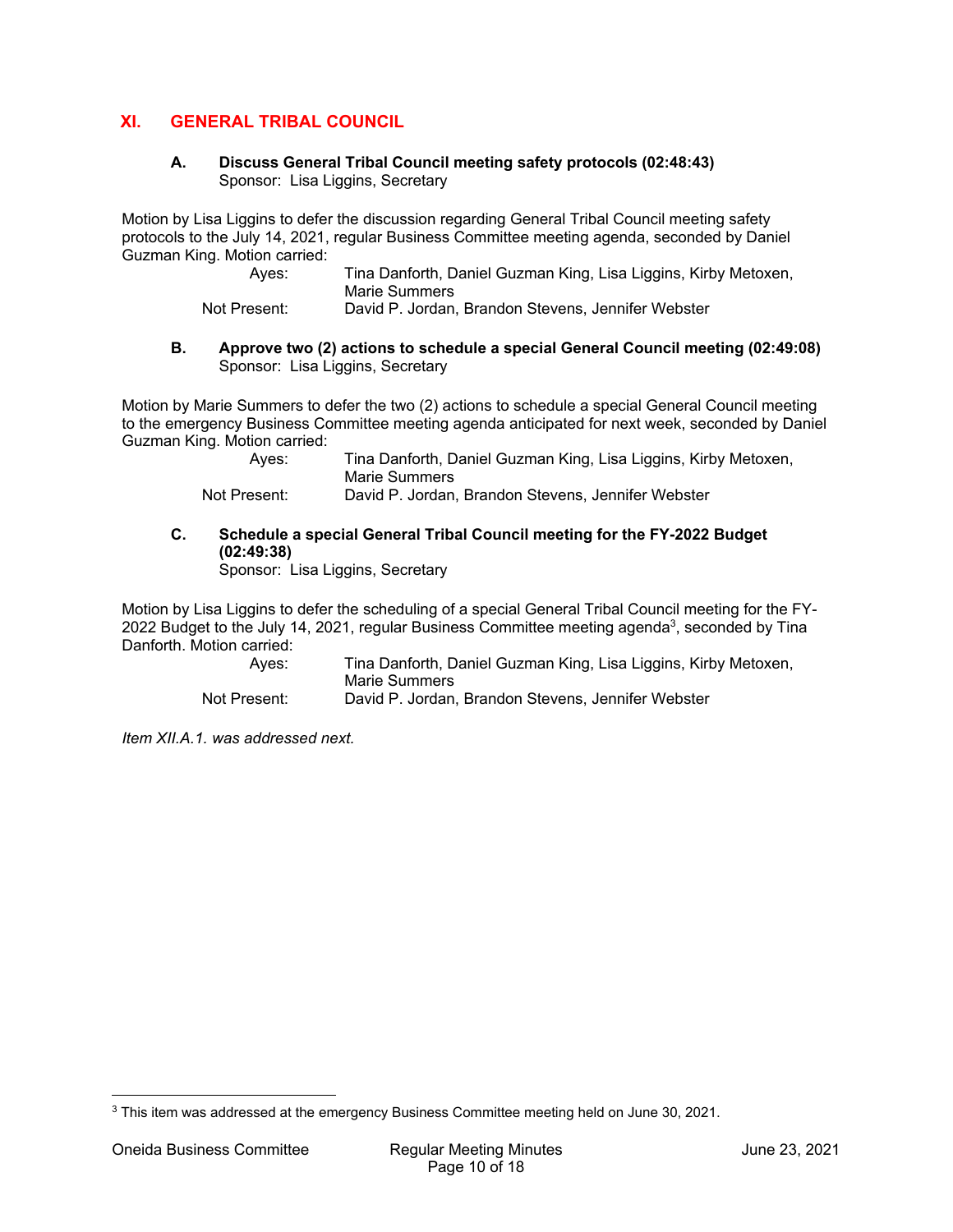## XI. GENERAL TRIBAL COUNCIL

### A. Discuss General Tribal Council meeting safety protocols (02:48:43)
Sponsor: Lisa Liggins, Secretary

Motion by Lisa Liggins to defer the discussion regarding General Tribal Council meeting safety protocols to the July 14, 2021, regular Business Committee meeting agenda, seconded by Daniel Guzman King. Motion carried:

Ayes: Tina Danforth, Daniel Guzman King, Lisa Liggins, Kirby Metoxen, Marie Summers
Not Present: David P. Jordan, Brandon Stevens, Jennifer Webster

### B. Approve two (2) actions to schedule a special General Council meeting (02:49:08)
Sponsor: Lisa Liggins, Secretary

Motion by Marie Summers to defer the two (2) actions to schedule a special General Council meeting to the emergency Business Committee meeting agenda anticipated for next week, seconded by Daniel Guzman King. Motion carried:

Ayes: Tina Danforth, Daniel Guzman King, Lisa Liggins, Kirby Metoxen, Marie Summers
Not Present: David P. Jordan, Brandon Stevens, Jennifer Webster

### C. Schedule a special General Tribal Council meeting for the FY-2022 Budget (02:49:38)
Sponsor: Lisa Liggins, Secretary

Motion by Lisa Liggins to defer the scheduling of a special General Tribal Council meeting for the FY-2022 Budget to the July 14, 2021, regular Business Committee meeting agenda[3], seconded by Tina Danforth. Motion carried:

Ayes: Tina Danforth, Daniel Guzman King, Lisa Liggins, Kirby Metoxen, Marie Summers
Not Present: David P. Jordan, Brandon Stevens, Jennifer Webster

*Item XII.A.1. was addressed next.*

[3] This item was addressed at the emergency Business Committee meeting held on June 30, 2021.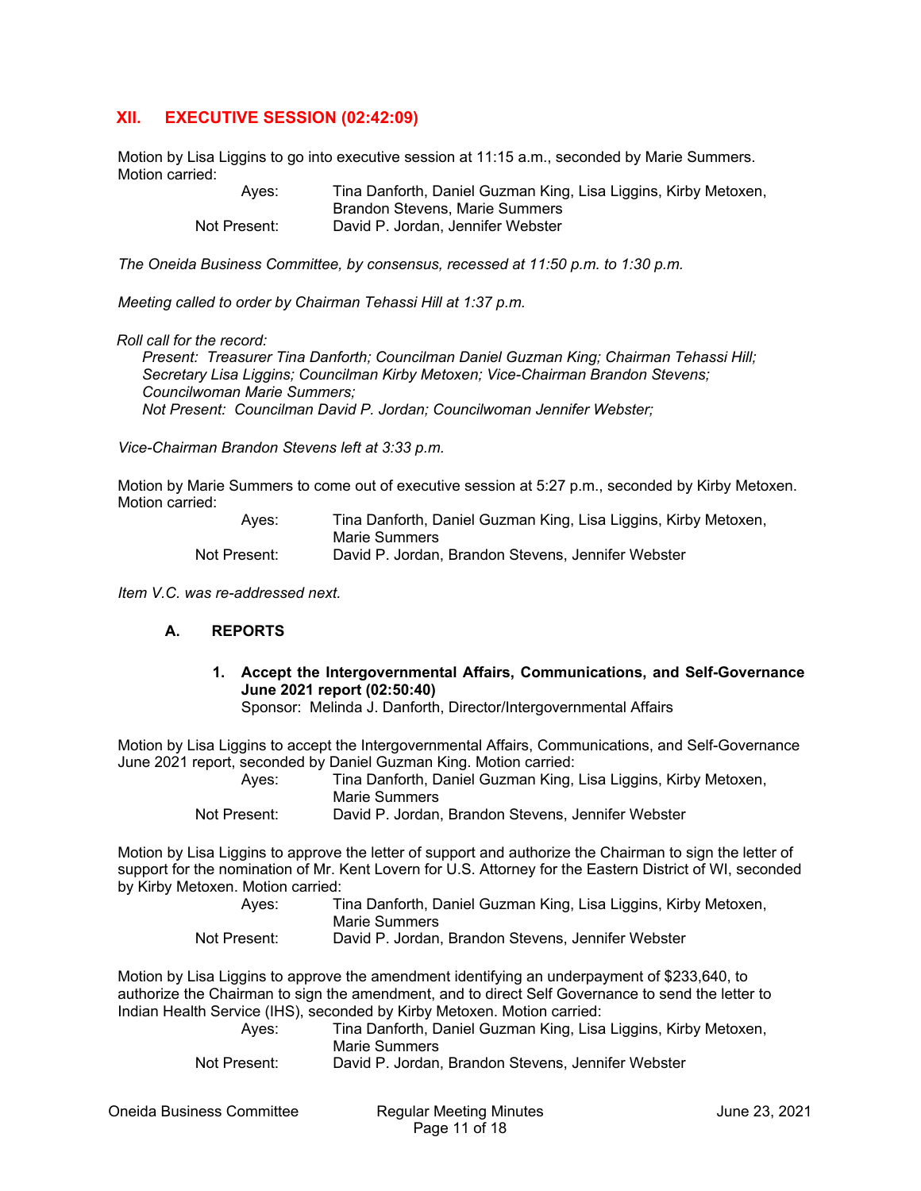## XII. EXECUTIVE SESSION (02:42:09)

Motion by Lisa Liggins to go into executive session at 11:15 a.m., seconded by Marie Summers. Motion carried:

| | |
|---|---|
| Ayes: | Tina Danforth, Daniel Guzman King, Lisa Liggins, Kirby Metoxen, Brandon Stevens, Marie Summers |
| Not Present: | David P. Jordan, Jennifer Webster |

*The Oneida Business Committee, by consensus, recessed at 11:50 p.m. to 1:30 p.m.*

*Meeting called to order by Chairman Tehassi Hill at 1:37 p.m.*

*Roll call for the record:*
*Present: Treasurer Tina Danforth; Councilman Daniel Guzman King; Chairman Tehassi Hill; Secretary Lisa Liggins; Councilman Kirby Metoxen; Vice-Chairman Brandon Stevens; Councilwoman Marie Summers;*
*Not Present: Councilman David P. Jordan; Councilwoman Jennifer Webster;*

*Vice-Chairman Brandon Stevens left at 3:33 p.m.*

Motion by Marie Summers to come out of executive session at 5:27 p.m., seconded by Kirby Metoxen. Motion carried:

| | |
|---|---|
| Ayes: | Tina Danforth, Daniel Guzman King, Lisa Liggins, Kirby Metoxen, Marie Summers |
| Not Present: | David P. Jordan, Brandon Stevens, Jennifer Webster |

*Item V.C. was re-addressed next.*

### A. REPORTS

**1. Accept the Intergovernmental Affairs, Communications, and Self-Governance June 2021 report (02:50:40)**
Sponsor: Melinda J. Danforth, Director/Intergovernmental Affairs

Motion by Lisa Liggins to accept the Intergovernmental Affairs, Communications, and Self-Governance June 2021 report, seconded by Daniel Guzman King. Motion carried:

| | |
|---|---|
| Ayes: | Tina Danforth, Daniel Guzman King, Lisa Liggins, Kirby Metoxen, Marie Summers |
| Not Present: | David P. Jordan, Brandon Stevens, Jennifer Webster |

Motion by Lisa Liggins to approve the letter of support and authorize the Chairman to sign the letter of support for the nomination of Mr. Kent Lovern for U.S. Attorney for the Eastern District of WI, seconded by Kirby Metoxen. Motion carried:

| | |
|---|---|
| Ayes: | Tina Danforth, Daniel Guzman King, Lisa Liggins, Kirby Metoxen, Marie Summers |
| Not Present: | David P. Jordan, Brandon Stevens, Jennifer Webster |

Motion by Lisa Liggins to approve the amendment identifying an underpayment of $233,640, to authorize the Chairman to sign the amendment, and to direct Self Governance to send the letter to Indian Health Service (IHS), seconded by Kirby Metoxen. Motion carried:

| | |
|---|---|
| Ayes: | Tina Danforth, Daniel Guzman King, Lisa Liggins, Kirby Metoxen, Marie Summers |
| Not Present: | David P. Jordan, Brandon Stevens, Jennifer Webster |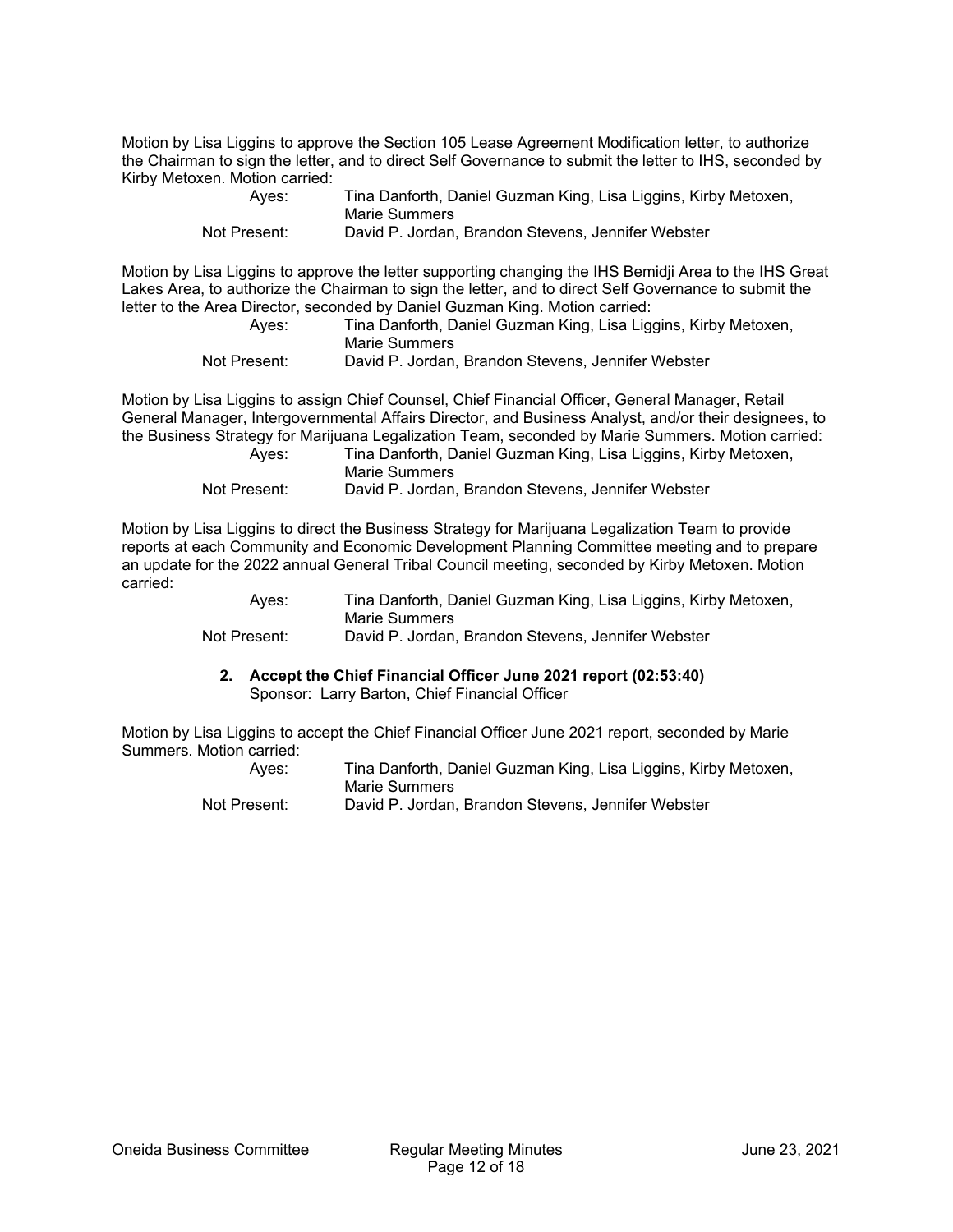Motion by Lisa Liggins to approve the Section 105 Lease Agreement Modification letter, to authorize the Chairman to sign the letter, and to direct Self Governance to submit the letter to IHS, seconded by Kirby Metoxen. Motion carried:

Ayes: Tina Danforth, Daniel Guzman King, Lisa Liggins, Kirby Metoxen, Marie Summers
Not Present: David P. Jordan, Brandon Stevens, Jennifer Webster

Motion by Lisa Liggins to approve the letter supporting changing the IHS Bemidji Area to the IHS Great Lakes Area, to authorize the Chairman to sign the letter, and to direct Self Governance to submit the letter to the Area Director, seconded by Daniel Guzman King. Motion carried:

Ayes: Tina Danforth, Daniel Guzman King, Lisa Liggins, Kirby Metoxen, Marie Summers
Not Present: David P. Jordan, Brandon Stevens, Jennifer Webster

Motion by Lisa Liggins to assign Chief Counsel, Chief Financial Officer, General Manager, Retail General Manager, Intergovernmental Affairs Director, and Business Analyst, and/or their designees, to the Business Strategy for Marijuana Legalization Team, seconded by Marie Summers. Motion carried:

Ayes: Tina Danforth, Daniel Guzman King, Lisa Liggins, Kirby Metoxen, Marie Summers
Not Present: David P. Jordan, Brandon Stevens, Jennifer Webster

Motion by Lisa Liggins to direct the Business Strategy for Marijuana Legalization Team to provide reports at each Community and Economic Development Planning Committee meeting and to prepare an update for the 2022 annual General Tribal Council meeting, seconded by Kirby Metoxen. Motion carried:

Ayes: Tina Danforth, Daniel Guzman King, Lisa Liggins, Kirby Metoxen, Marie Summers
Not Present: David P. Jordan, Brandon Stevens, Jennifer Webster

**2. Accept the Chief Financial Officer June 2021 report (02:53:40)**
Sponsor: Larry Barton, Chief Financial Officer

Motion by Lisa Liggins to accept the Chief Financial Officer June 2021 report, seconded by Marie Summers. Motion carried:

Ayes: Tina Danforth, Daniel Guzman King, Lisa Liggins, Kirby Metoxen, Marie Summers
Not Present: David P. Jordan, Brandon Stevens, Jennifer Webster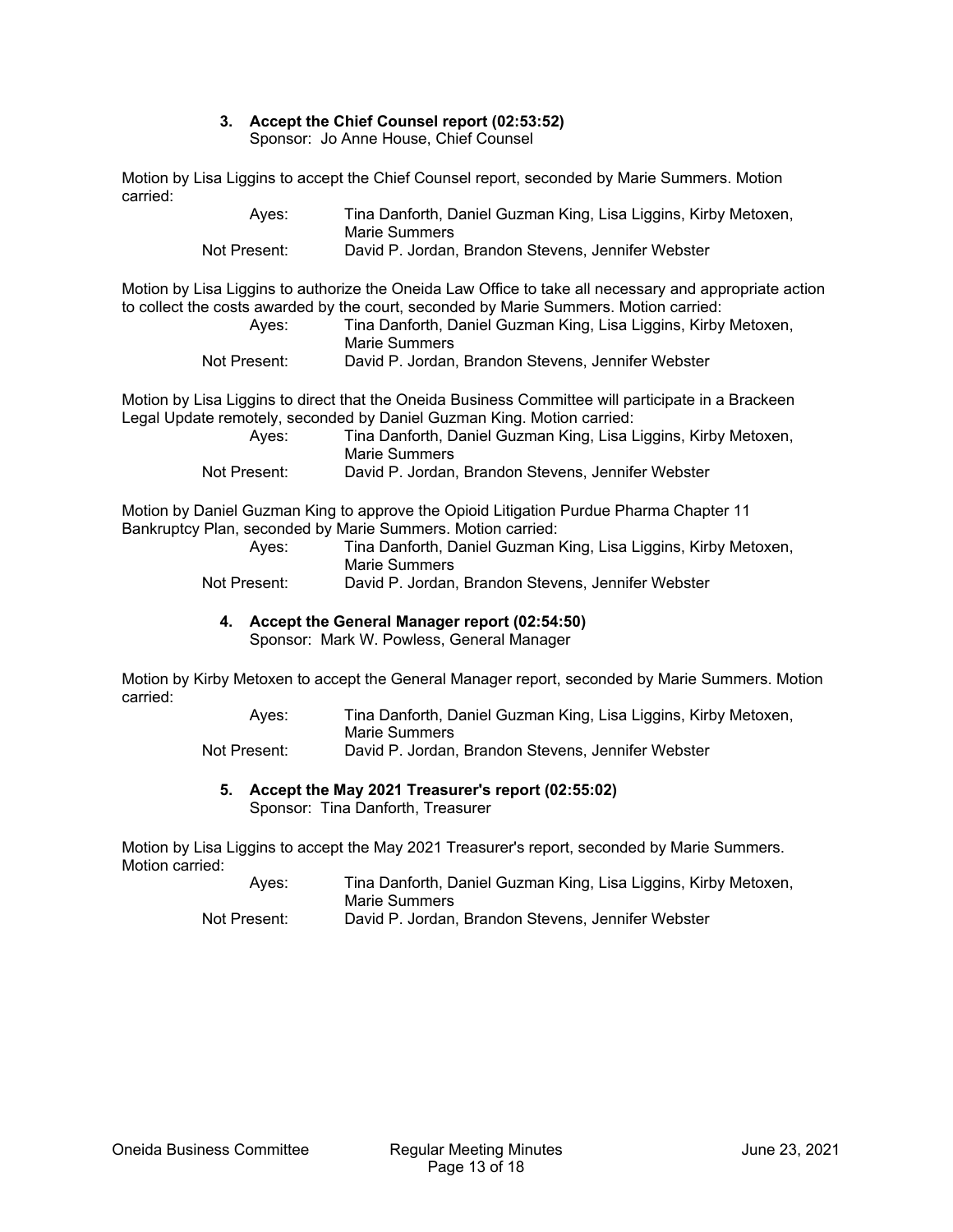### 3. Accept the Chief Counsel report (02:53:52)

Sponsor: Jo Anne House, Chief Counsel

Motion by Lisa Liggins to accept the Chief Counsel report, seconded by Marie Summers. Motion carried:

| | |
|---|---|
| Ayes: | Tina Danforth, Daniel Guzman King, Lisa Liggins, Kirby Metoxen, Marie Summers |
| Not Present: | David P. Jordan, Brandon Stevens, Jennifer Webster |

Motion by Lisa Liggins to authorize the Oneida Law Office to take all necessary and appropriate action to collect the costs awarded by the court, seconded by Marie Summers. Motion carried:

| | |
|---|---|
| Ayes: | Tina Danforth, Daniel Guzman King, Lisa Liggins, Kirby Metoxen, Marie Summers |
| Not Present: | David P. Jordan, Brandon Stevens, Jennifer Webster |

Motion by Lisa Liggins to direct that the Oneida Business Committee will participate in a Brackeen Legal Update remotely, seconded by Daniel Guzman King. Motion carried:

| | |
|---|---|
| Ayes: | Tina Danforth, Daniel Guzman King, Lisa Liggins, Kirby Metoxen, Marie Summers |
| Not Present: | David P. Jordan, Brandon Stevens, Jennifer Webster |

Motion by Daniel Guzman King to approve the Opioid Litigation Purdue Pharma Chapter 11 Bankruptcy Plan, seconded by Marie Summers. Motion carried:

| | |
|---|---|
| Ayes: | Tina Danforth, Daniel Guzman King, Lisa Liggins, Kirby Metoxen, Marie Summers |
| Not Present: | David P. Jordan, Brandon Stevens, Jennifer Webster |

### 4. Accept the General Manager report (02:54:50)

Sponsor: Mark W. Powless, General Manager

Motion by Kirby Metoxen to accept the General Manager report, seconded by Marie Summers. Motion carried:

| | |
|---|---|
| Ayes: | Tina Danforth, Daniel Guzman King, Lisa Liggins, Kirby Metoxen, Marie Summers |
| Not Present: | David P. Jordan, Brandon Stevens, Jennifer Webster |

### 5. Accept the May 2021 Treasurer's report (02:55:02)

Sponsor: Tina Danforth, Treasurer

Motion by Lisa Liggins to accept the May 2021 Treasurer's report, seconded by Marie Summers. Motion carried:

| | |
|---|---|
| Ayes: | Tina Danforth, Daniel Guzman King, Lisa Liggins, Kirby Metoxen, Marie Summers |
| Not Present: | David P. Jordan, Brandon Stevens, Jennifer Webster |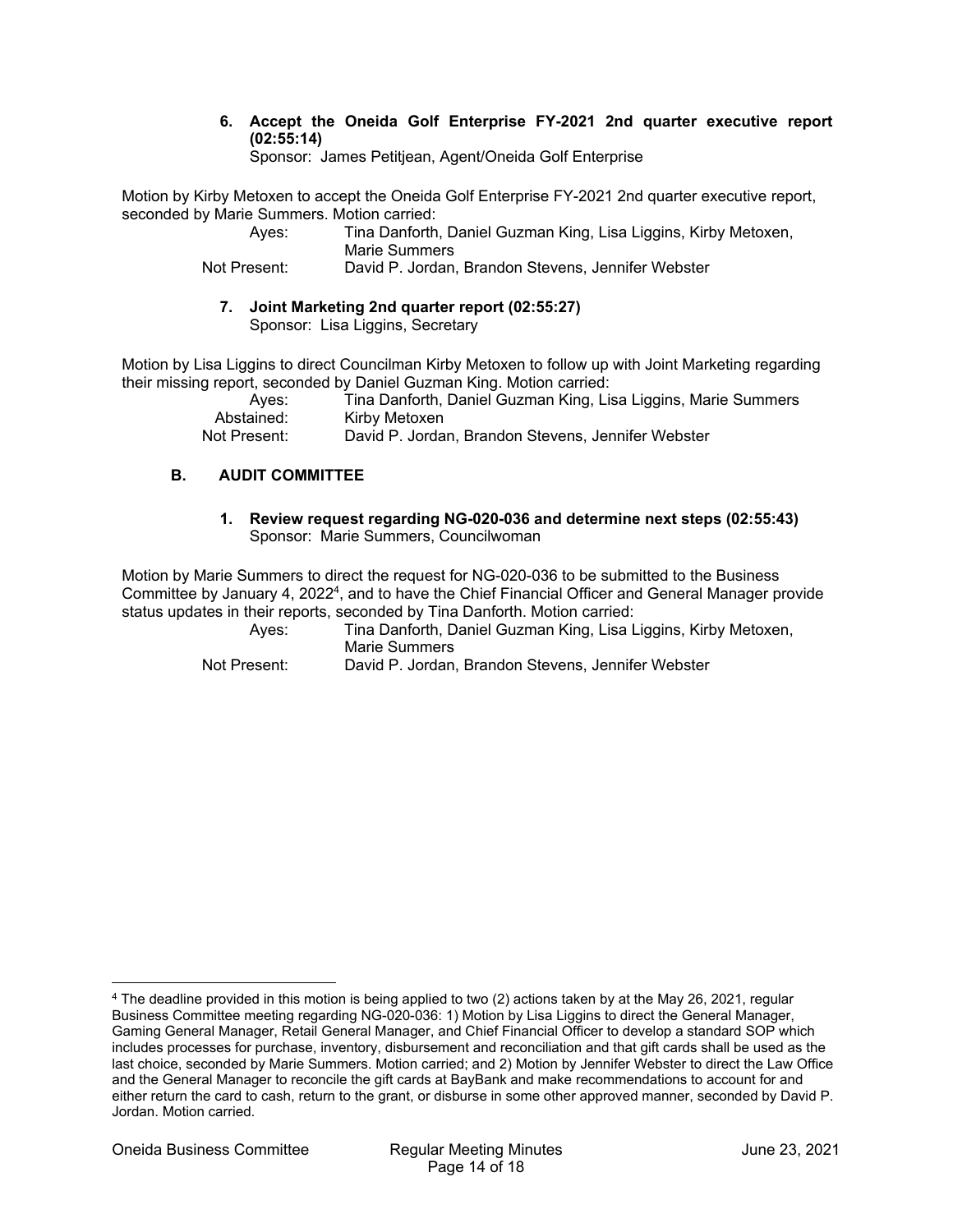**6. Accept the Oneida Golf Enterprise FY-2021 2nd quarter executive report (02:55:14)**
Sponsor: James Petitjean, Agent/Oneida Golf Enterprise

Motion by Kirby Metoxen to accept the Oneida Golf Enterprise FY-2021 2nd quarter executive report, seconded by Marie Summers. Motion carried:

Ayes: Tina Danforth, Daniel Guzman King, Lisa Liggins, Kirby Metoxen, Marie Summers
Not Present: David P. Jordan, Brandon Stevens, Jennifer Webster

**7. Joint Marketing 2nd quarter report (02:55:27)**
Sponsor: Lisa Liggins, Secretary

Motion by Lisa Liggins to direct Councilman Kirby Metoxen to follow up with Joint Marketing regarding their missing report, seconded by Daniel Guzman King. Motion carried:

Ayes: Tina Danforth, Daniel Guzman King, Lisa Liggins, Marie Summers
Abstained: Kirby Metoxen
Not Present: David P. Jordan, Brandon Stevens, Jennifer Webster

## B. AUDIT COMMITTEE

**1. Review request regarding NG-020-036 and determine next steps (02:55:43)**
Sponsor: Marie Summers, Councilwoman

Motion by Marie Summers to direct the request for NG-020-036 to be submitted to the Business Committee by January 4, 2022[4], and to have the Chief Financial Officer and General Manager provide status updates in their reports, seconded by Tina Danforth. Motion carried:

Ayes: Tina Danforth, Daniel Guzman King, Lisa Liggins, Kirby Metoxen, Marie Summers
Not Present: David P. Jordan, Brandon Stevens, Jennifer Webster

[4] The deadline provided in this motion is being applied to two (2) actions taken by at the May 26, 2021, regular Business Committee meeting regarding NG-020-036: 1) Motion by Lisa Liggins to direct the General Manager, Gaming General Manager, Retail General Manager, and Chief Financial Officer to develop a standard SOP which includes processes for purchase, inventory, disbursement and reconciliation and that gift cards shall be used as the last choice, seconded by Marie Summers. Motion carried; and 2) Motion by Jennifer Webster to direct the Law Office and the General Manager to reconcile the gift cards at BayBank and make recommendations to account for and either return the card to cash, return to the grant, or disburse in some other approved manner, seconded by David P. Jordan. Motion carried.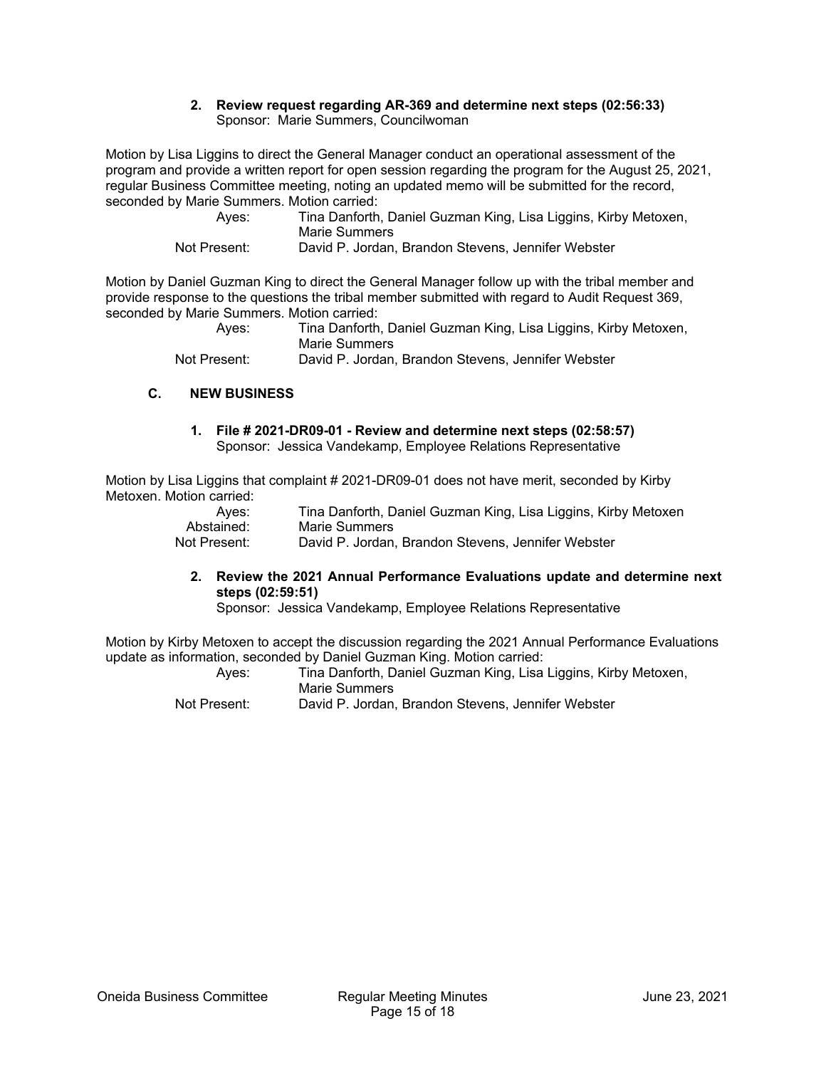**2. Review request regarding AR-369 and determine next steps (02:56:33)**
Sponsor: Marie Summers, Councilwoman

Motion by Lisa Liggins to direct the General Manager conduct an operational assessment of the program and provide a written report for open session regarding the program for the August 25, 2021, regular Business Committee meeting, noting an updated memo will be submitted for the record, seconded by Marie Summers. Motion carried:

Ayes: Tina Danforth, Daniel Guzman King, Lisa Liggins, Kirby Metoxen, Marie Summers
Not Present: David P. Jordan, Brandon Stevens, Jennifer Webster

Motion by Daniel Guzman King to direct the General Manager follow up with the tribal member and provide response to the questions the tribal member submitted with regard to Audit Request 369, seconded by Marie Summers. Motion carried:

Ayes: Tina Danforth, Daniel Guzman King, Lisa Liggins, Kirby Metoxen, Marie Summers
Not Present: David P. Jordan, Brandon Stevens, Jennifer Webster

### C. NEW BUSINESS

**1. File # 2021-DR09-01 - Review and determine next steps (02:58:57)**
Sponsor: Jessica Vandekamp, Employee Relations Representative

Motion by Lisa Liggins that complaint # 2021-DR09-01 does not have merit, seconded by Kirby Metoxen. Motion carried:

Ayes: Tina Danforth, Daniel Guzman King, Lisa Liggins, Kirby Metoxen
Abstained: Marie Summers
Not Present: David P. Jordan, Brandon Stevens, Jennifer Webster

**2. Review the 2021 Annual Performance Evaluations update and determine next steps (02:59:51)**
Sponsor: Jessica Vandekamp, Employee Relations Representative

Motion by Kirby Metoxen to accept the discussion regarding the 2021 Annual Performance Evaluations update as information, seconded by Daniel Guzman King. Motion carried:

Ayes: Tina Danforth, Daniel Guzman King, Lisa Liggins, Kirby Metoxen, Marie Summers
Not Present: David P. Jordan, Brandon Stevens, Jennifer Webster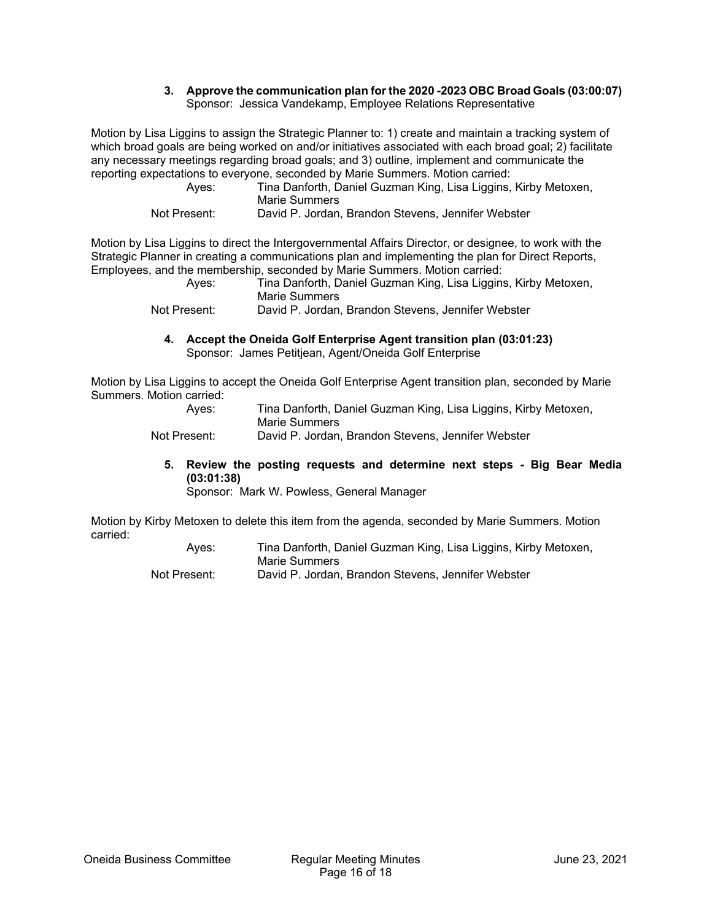**3. Approve the communication plan for the 2020 -2023 OBC Broad Goals (03:00:07)**
Sponsor: Jessica Vandekamp, Employee Relations Representative

Motion by Lisa Liggins to assign the Strategic Planner to: 1) create and maintain a tracking system of which broad goals are being worked on and/or initiatives associated with each broad goal; 2) facilitate any necessary meetings regarding broad goals; and 3) outline, implement and communicate the reporting expectations to everyone, seconded by Marie Summers. Motion carried:

Ayes: Tina Danforth, Daniel Guzman King, Lisa Liggins, Kirby Metoxen, Marie Summers
Not Present: David P. Jordan, Brandon Stevens, Jennifer Webster

Motion by Lisa Liggins to direct the Intergovernmental Affairs Director, or designee, to work with the Strategic Planner in creating a communications plan and implementing the plan for Direct Reports, Employees, and the membership, seconded by Marie Summers. Motion carried:

Ayes: Tina Danforth, Daniel Guzman King, Lisa Liggins, Kirby Metoxen, Marie Summers
Not Present: David P. Jordan, Brandon Stevens, Jennifer Webster

**4. Accept the Oneida Golf Enterprise Agent transition plan (03:01:23)**
Sponsor: James Petitjean, Agent/Oneida Golf Enterprise

Motion by Lisa Liggins to accept the Oneida Golf Enterprise Agent transition plan, seconded by Marie Summers. Motion carried:

Ayes: Tina Danforth, Daniel Guzman King, Lisa Liggins, Kirby Metoxen, Marie Summers
Not Present: David P. Jordan, Brandon Stevens, Jennifer Webster

**5. Review the posting requests and determine next steps - Big Bear Media (03:01:38)**
Sponsor: Mark W. Powless, General Manager

Motion by Kirby Metoxen to delete this item from the agenda, seconded by Marie Summers. Motion carried:

Ayes: Tina Danforth, Daniel Guzman King, Lisa Liggins, Kirby Metoxen, Marie Summers
Not Present: David P. Jordan, Brandon Stevens, Jennifer Webster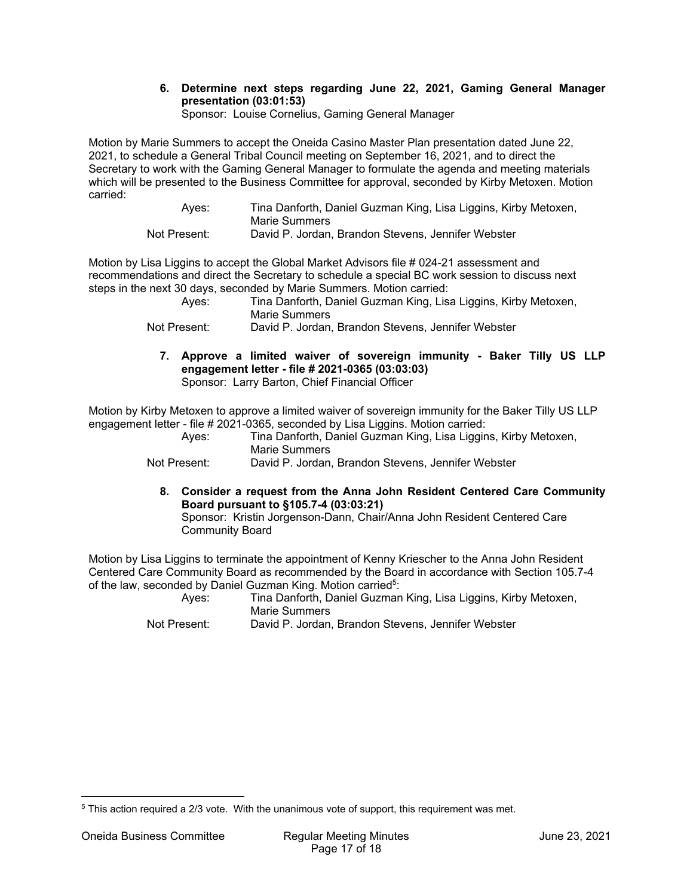**6. Determine next steps regarding June 22, 2021, Gaming General Manager presentation (03:01:53)**
Sponsor: Louise Cornelius, Gaming General Manager

Motion by Marie Summers to accept the Oneida Casino Master Plan presentation dated June 22, 2021, to schedule a General Tribal Council meeting on September 16, 2021, and to direct the Secretary to work with the Gaming General Manager to formulate the agenda and meeting materials which will be presented to the Business Committee for approval, seconded by Kirby Metoxen. Motion carried:

| | |
|---|---|
| Ayes: | Tina Danforth, Daniel Guzman King, Lisa Liggins, Kirby Metoxen, Marie Summers |
| Not Present: | David P. Jordan, Brandon Stevens, Jennifer Webster |

Motion by Lisa Liggins to accept the Global Market Advisors file # 024-21 assessment and recommendations and direct the Secretary to schedule a special BC work session to discuss next steps in the next 30 days, seconded by Marie Summers. Motion carried:

| | |
|---|---|
| Ayes: | Tina Danforth, Daniel Guzman King, Lisa Liggins, Kirby Metoxen, Marie Summers |
| Not Present: | David P. Jordan, Brandon Stevens, Jennifer Webster |

**7. Approve a limited waiver of sovereign immunity - Baker Tilly US LLP engagement letter - file # 2021-0365 (03:03:03)**
Sponsor: Larry Barton, Chief Financial Officer

Motion by Kirby Metoxen to approve a limited waiver of sovereign immunity for the Baker Tilly US LLP engagement letter - file # 2021-0365, seconded by Lisa Liggins. Motion carried:

| | |
|---|---|
| Ayes: | Tina Danforth, Daniel Guzman King, Lisa Liggins, Kirby Metoxen, Marie Summers |
| Not Present: | David P. Jordan, Brandon Stevens, Jennifer Webster |

**8. Consider a request from the Anna John Resident Centered Care Community Board pursuant to §105.7-4 (03:03:21)**
Sponsor: Kristin Jorgenson-Dann, Chair/Anna John Resident Centered Care Community Board

Motion by Lisa Liggins to terminate the appointment of Kenny Kriescher to the Anna John Resident Centered Care Community Board as recommended by the Board in accordance with Section 105.7-4 of the law, seconded by Daniel Guzman King. Motion carried[5]:

| | |
|---|---|
| Ayes: | Tina Danforth, Daniel Guzman King, Lisa Liggins, Kirby Metoxen, Marie Summers |
| Not Present: | David P. Jordan, Brandon Stevens, Jennifer Webster |

[5] This action required a 2/3 vote. With the unanimous vote of support, this requirement was met.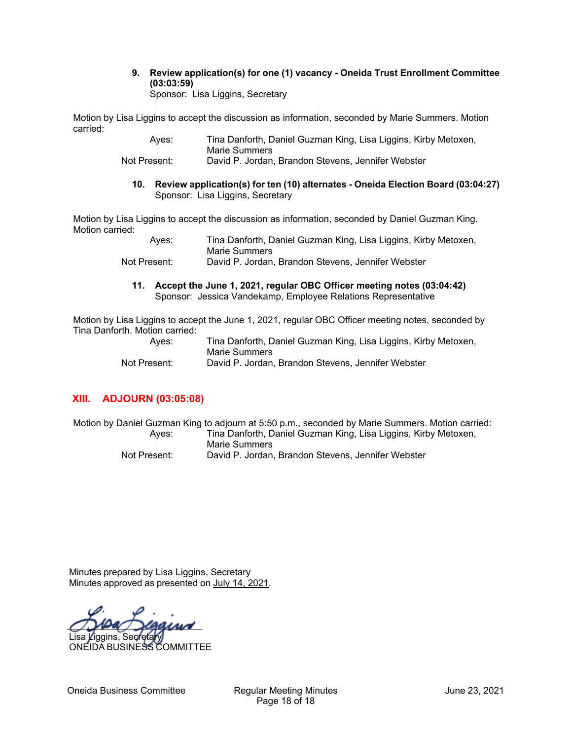**9. Review application(s) for one (1) vacancy - Oneida Trust Enrollment Committee (03:03:59)**
Sponsor: Lisa Liggins, Secretary

Motion by Lisa Liggins to accept the discussion as information, seconded by Marie Summers. Motion carried:

| | |
|---|---|
| Ayes: | Tina Danforth, Daniel Guzman King, Lisa Liggins, Kirby Metoxen, Marie Summers |
| Not Present: | David P. Jordan, Brandon Stevens, Jennifer Webster |

**10. Review application(s) for ten (10) alternates - Oneida Election Board (03:04:27)**
Sponsor: Lisa Liggins, Secretary

Motion by Lisa Liggins to accept the discussion as information, seconded by Daniel Guzman King. Motion carried:

| | |
|---|---|
| Ayes: | Tina Danforth, Daniel Guzman King, Lisa Liggins, Kirby Metoxen, Marie Summers |
| Not Present: | David P. Jordan, Brandon Stevens, Jennifer Webster |

**11. Accept the June 1, 2021, regular OBC Officer meeting notes (03:04:42)**
Sponsor: Jessica Vandekamp, Employee Relations Representative

Motion by Lisa Liggins to accept the June 1, 2021, regular OBC Officer meeting notes, seconded by Tina Danforth. Motion carried:

| | |
|---|---|
| Ayes: | Tina Danforth, Daniel Guzman King, Lisa Liggins, Kirby Metoxen, Marie Summers |
| Not Present: | David P. Jordan, Brandon Stevens, Jennifer Webster |

## XIII. ADJOURN (03:05:08)

Motion by Daniel Guzman King to adjourn at 5:50 p.m., seconded by Marie Summers. Motion carried:

| | |
|---|---|
| Ayes: | Tina Danforth, Daniel Guzman King, Lisa Liggins, Kirby Metoxen, Marie Summers |
| Not Present: | David P. Jordan, Brandon Stevens, Jennifer Webster |

Minutes prepared by Lisa Liggins, Secretary
Minutes approved as presented on July 14, 2021.

Lisa Liggins, Secretary
ONEIDA BUSINESS COMMITTEE